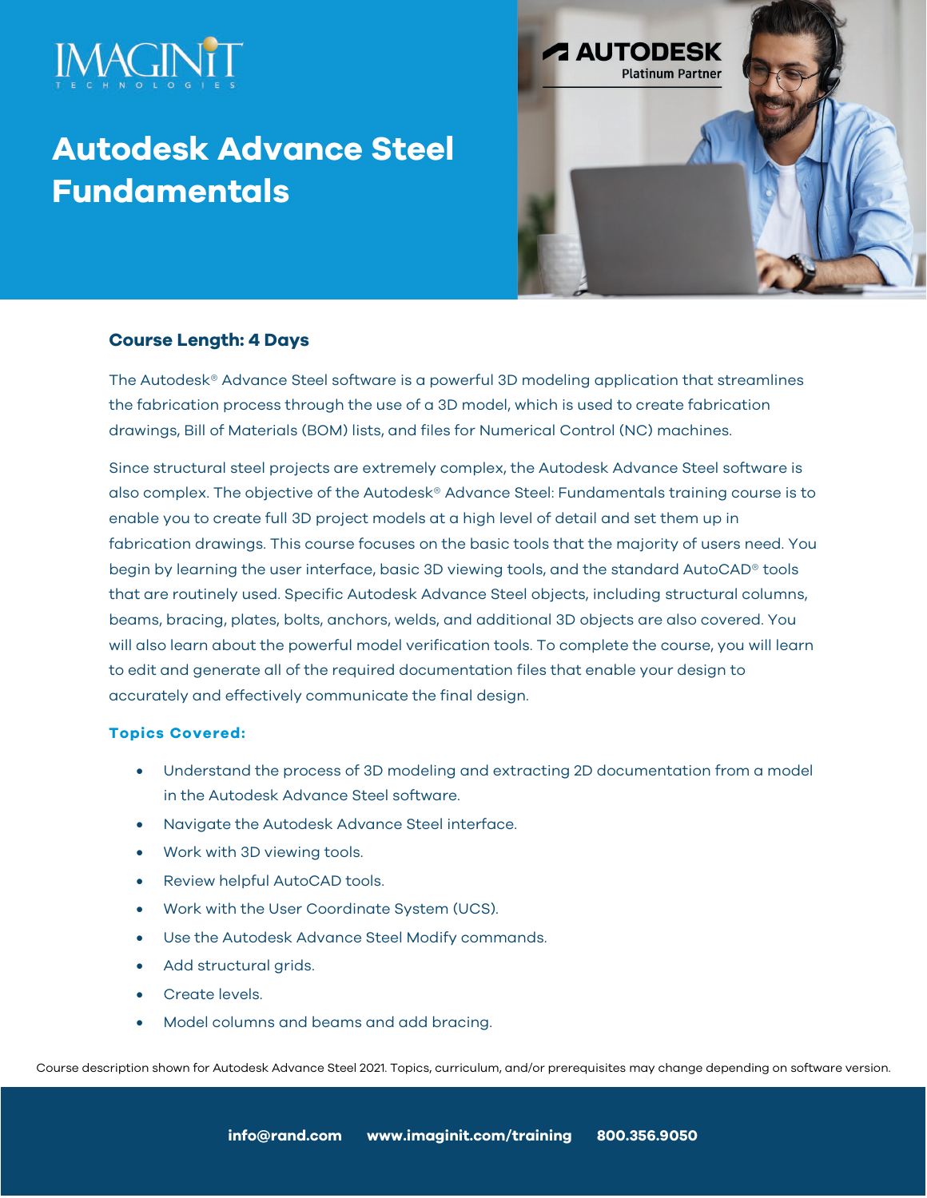# Autodesk Advance Steel Fundamentals

### Course Length: 4 Days

The Autodesk® Advance Steel software is a powerful 3D modeling application that streamlines the fabrication process through the use of a 3D model, which is used to create fabrication drawings, Bill of Materials (BOM) lists, and files for Numerical Control (NC) machines.

Since structural steel projects are extremely complex, the Autodesk Advance Steel software is also complex. The objective of the Autodesk® Advance Steel: Fundamentals training course is to enable you to create full 3D project models at a high level of detail and set them up in fabrication drawings. This course focuses on the basic tools that the majority of users need. You begin by learning the user interface, basic 3D viewing tools, and the standard AutoCAD® tools that are routinely used. Specific Autodesk Advance Steel objects, including structural columns, beams, bracing, plates, bolts, anchors, welds, and additional 3D objects are also covered. You will also learn about the powerful model verification tools. To complete the course, you will learn to edit and generate all of the required documentation files that enable your design to accurately and effectively communicate the final design.

### Topics Covered:

- Understand the process of 3D modeling and extracting 2D documentation from a model in the Autodesk Advance Steel software.
- Navigate the Autodesk Advance Steel interface.
- Work with 3D viewing tools.
- Review helpful AutoCAD tools.
- Work with the User Coordinate System (UCS).
- Use the Autodesk Advance Steel Modify commands.
- Add structural grids.
- Create levels.
- Model columns and beams and add bracing.

Course description shown for Autodesk Advance Steel 2021. Topics, curriculum, and/or prerequisites may change depending on software version.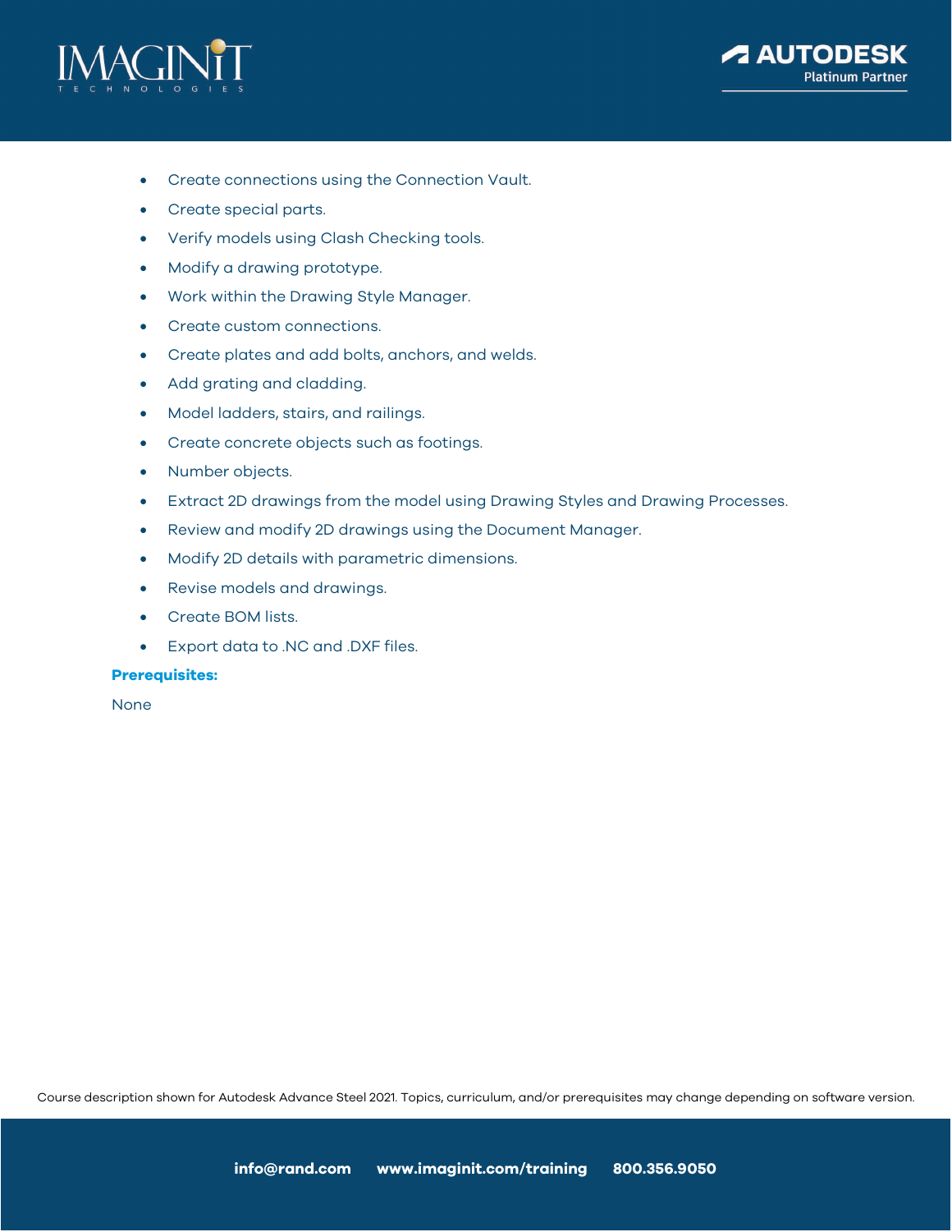- Create connections using the Connection Vault.
- Create special parts.
- Verify models using Clash Checking tools.
- Modify a drawing prototype.
- Work within the Drawing Style Manager.
- Create custom connections.
- Create plates and add bolts, anchors, and welds.
- Add grating and cladding.
- Model ladders, stairs, and railings.
- Create concrete objects such as footings.
- Number objects.
- Extract 2D drawings from the model using Drawing Styles and Drawing Processes.
- Review and modify 2D drawings using the Document Manager.
- Modify 2D details with parametric dimensions.
- Revise models and drawings.
- Create BOM lists.
- Export data to .NC and .DXF files.

**Prerequisites:**

None

Course description shown for Autodesk Advance Steel 2021. Topics, curriculum, and/or prerequisites may change depending on software version.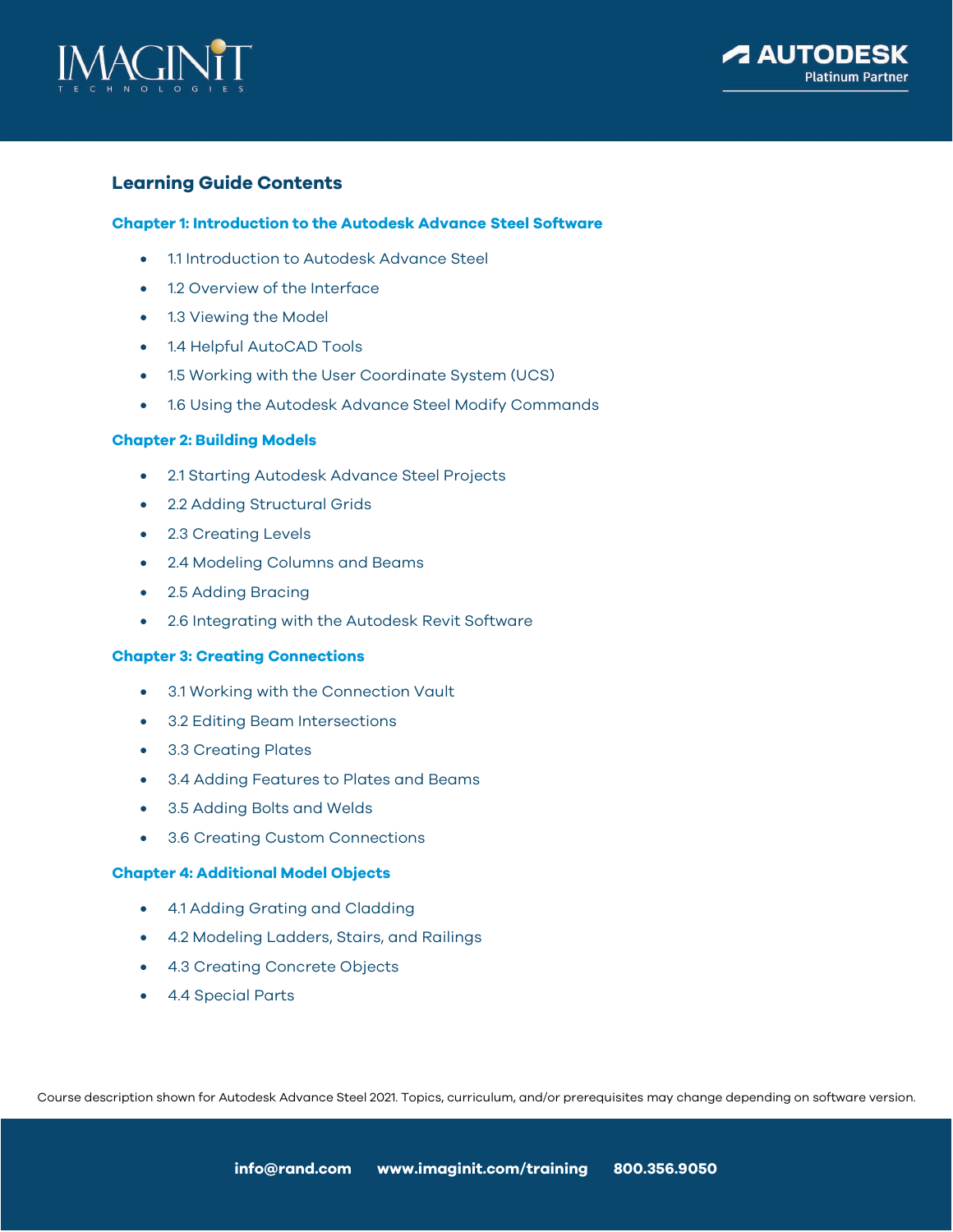## Learning Guide Contents

### Chapter 1: Introduction to the Autodesk Advance Steel Software

- 1.1 Introduction to Autodesk Advance Steel
- 1.2 Overview of the Interface
- 1.3 Viewing the Model
- 1.4 Helpful AutoCAD Tools
- 1.5 Working with the User Coordinate System (UCS)
- 1.6 Using the Autodesk Advance Steel Modify Commands

### Chapter 2: Building Models

- 2.1 Starting Autodesk Advance Steel Projects
- 2.2 Adding Structural Grids
- 2.3 Creating Levels
- 2.4 Modeling Columns and Beams
- 2.5 Adding Bracing
- 2.6 Integrating with the Autodesk Revit Software

### Chapter 3: Creating Connections

- 3.1 Working with the Connection Vault
- 3.2 Editing Beam Intersections
- 3.3 Creating Plates
- 3.4 Adding Features to Plates and Beams
- 3.5 Adding Bolts and Welds
- 3.6 Creating Custom Connections

### Chapter 4: Additional Model Objects

- 4.1 Adding Grating and Cladding
- 4.2 Modeling Ladders, Stairs, and Railings
- 4.3 Creating Concrete Objects
- 4.4 Special Parts

Course description shown for Autodesk Advance Steel 2021. Topics, curriculum, and/or prerequisites may change depending on software version.

**info@rand.com** **www.imaginit.com/training** **800.356.9050**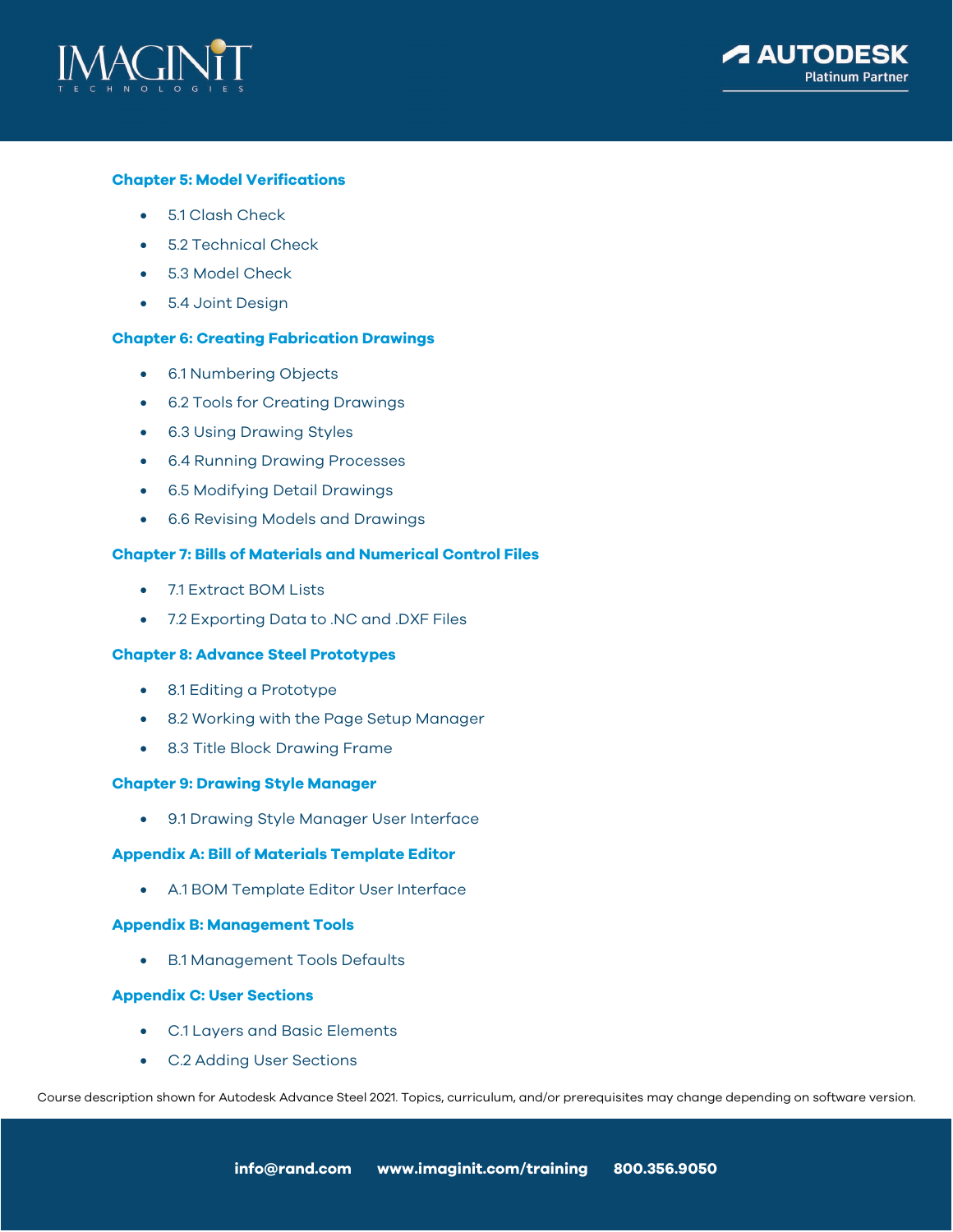### Chapter 5: Model Verifications

- 5.1 Clash Check
- 5.2 Technical Check
- 5.3 Model Check
- 5.4 Joint Design

### Chapter 6: Creating Fabrication Drawings

- 6.1 Numbering Objects
- 6.2 Tools for Creating Drawings
- 6.3 Using Drawing Styles
- 6.4 Running Drawing Processes
- 6.5 Modifying Detail Drawings
- 6.6 Revising Models and Drawings

### Chapter 7: Bills of Materials and Numerical Control Files

- 7.1 Extract BOM Lists
- 7.2 Exporting Data to .NC and .DXF Files

### Chapter 8: Advance Steel Prototypes

- 8.1 Editing a Prototype
- 8.2 Working with the Page Setup Manager
- 8.3 Title Block Drawing Frame

### Chapter 9: Drawing Style Manager

- 9.1 Drawing Style Manager User Interface

### Appendix A: Bill of Materials Template Editor

- A.1 BOM Template Editor User Interface

### Appendix B: Management Tools

- B.1 Management Tools Defaults

### Appendix C: User Sections

- C.1 Layers and Basic Elements
- C.2 Adding User Sections

Course description shown for Autodesk Advance Steel 2021. Topics, curriculum, and/or prerequisites may change depending on software version.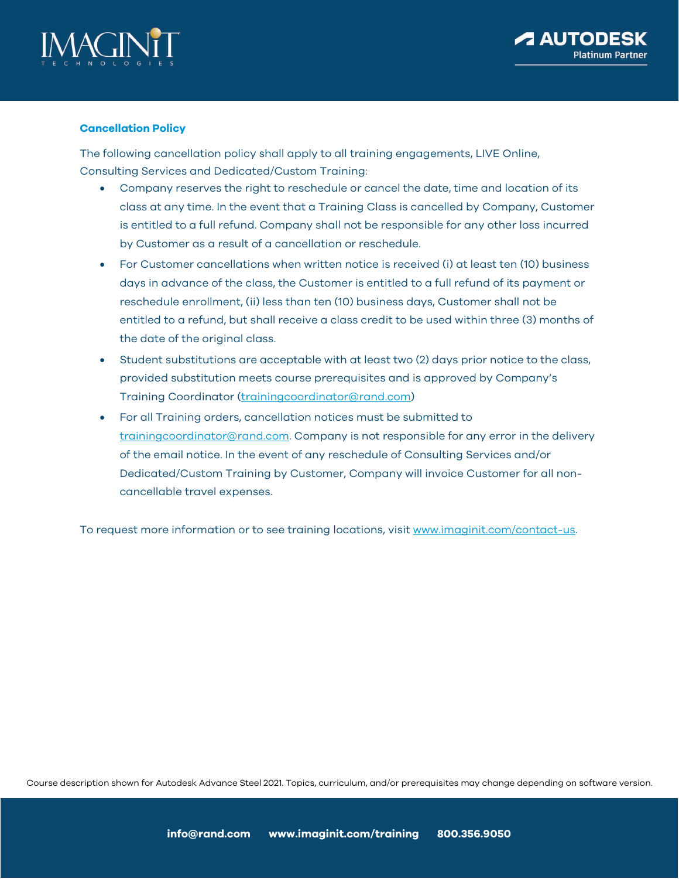## Cancellation Policy

The following cancellation policy shall apply to all training engagements, LIVE Online, Consulting Services and Dedicated/Custom Training:

- Company reserves the right to reschedule or cancel the date, time and location of its class at any time. In the event that a Training Class is cancelled by Company, Customer is entitled to a full refund. Company shall not be responsible for any other loss incurred by Customer as a result of a cancellation or reschedule.
- For Customer cancellations when written notice is received (i) at least ten (10) business days in advance of the class, the Customer is entitled to a full refund of its payment or reschedule enrollment, (ii) less than ten (10) business days, Customer shall not be entitled to a refund, but shall receive a class credit to be used within three (3) months of the date of the original class.
- Student substitutions are acceptable with at least two (2) days prior notice to the class, provided substitution meets course prerequisites and is approved by Company's Training Coordinator (trainingcoordinator@rand.com)
- For all Training orders, cancellation notices must be submitted to trainingcoordinator@rand.com. Company is not responsible for any error in the delivery of the email notice. In the event of any reschedule of Consulting Services and/or Dedicated/Custom Training by Customer, Company will invoice Customer for all non-cancellable travel expenses.

To request more information or to see training locations, visit www.imaginit.com/contact-us.

Course description shown for Autodesk Advance Steel 2021. Topics, curriculum, and/or prerequisites may change depending on software version.